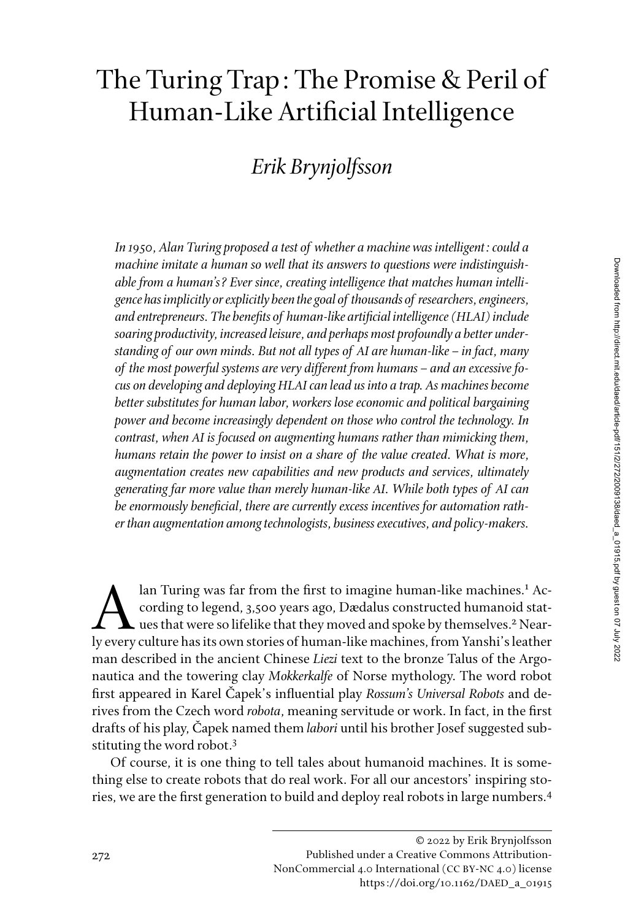# The Turing Trap: The Promise & Peril of Human-Like Artificial Intelligence

## *Erik Brynjolfsson*

*In 1950, Alan Turing proposed a test of whether a machine was intelligent: could a machine imitate a human so well that its answers to questions were indistinguishable from a human's? Ever since, creating intelligence that matches human intelligence has implicitly or explicitly been the goal of thousands of researchers, engineers, and entrepreneurs. The benefits of human-like artificial intelligence (HLAI) include soaring productivity, increased leisure, and perhaps most profoundly a better understanding of our own minds. But not all types of AI are human-like – in fact, many of the most powerful systems are very different from humans – and an excessive focus on developing and deploying HLAI can lead us into a trap. As machines become better substitutes for human labor, workers lose economic and political bargaining power and become increasingly dependent on those who control the technology. In contrast, when AI is focused on augmenting humans rather than mimicking them, humans retain the power to insist on a share of the value created. What is more, augmentation creates new capabilities and new products and services, ultimately generating far more value than merely human-like AI. While both types of AI can be enormously beneficial, there are currently excess incentives for automation rather than augmentation among technologists, business executives, and policy-makers.*

Alan Turing was far from the first to imagine human-like machines.[1] According to legend, 3,500 years ago, Dædalus constructed humanoid statues that were so lifelike that they moved and spoke by themselves.[2] Nearly every culture has its own stories of human-like machines, from Yanshi's leather man described in the ancient Chinese *Liezi* text to the bronze Talus of the Argonautica and the towering clay *Mokkerkalfe* of Norse mythology. The word robot first appeared in Karel Čapek's influential play *Rossum's Universal Robots* and derives from the Czech word *robota*, meaning servitude or work. In fact, in the first drafts of his play, Čapek named them *labori* until his brother Josef suggested substituting the word robot.[3]

Of course, it is one thing to tell tales about humanoid machines. It is something else to create robots that do real work. For all our ancestors' inspiring stories, we are the first generation to build and deploy real robots in large numbers.[4]

© 2022 by Erik Brynjolfsson
Published under a Creative Commons Attribution-NonCommercial 4.0 International (CC BY-NC 4.0) license
https://doi.org/10.1162/DAED_a_01915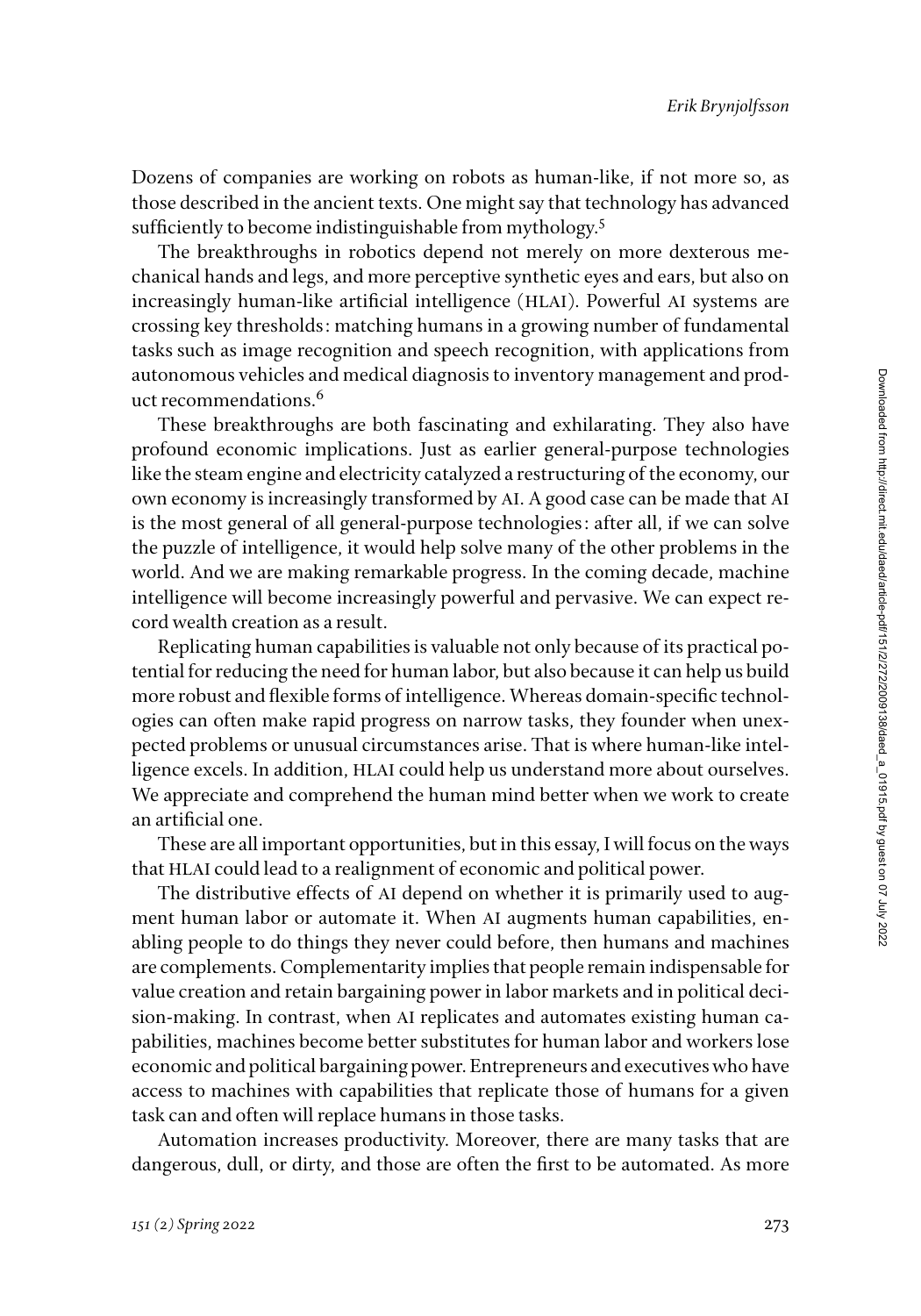Dozens of companies are working on robots as human-like, if not more so, as those described in the ancient texts. One might say that technology has advanced sufficiently to become indistinguishable from mythology.[5]

The breakthroughs in robotics depend not merely on more dexterous mechanical hands and legs, and more perceptive synthetic eyes and ears, but also on increasingly human-like artificial intelligence (HLAI). Powerful AI systems are crossing key thresholds: matching humans in a growing number of fundamental tasks such as image recognition and speech recognition, with applications from autonomous vehicles and medical diagnosis to inventory management and product recommendations.[6]

These breakthroughs are both fascinating and exhilarating. They also have profound economic implications. Just as earlier general-purpose technologies like the steam engine and electricity catalyzed a restructuring of the economy, our own economy is increasingly transformed by AI. A good case can be made that AI is the most general of all general-purpose technologies: after all, if we can solve the puzzle of intelligence, it would help solve many of the other problems in the world. And we are making remarkable progress. In the coming decade, machine intelligence will become increasingly powerful and pervasive. We can expect record wealth creation as a result.

Replicating human capabilities is valuable not only because of its practical potential for reducing the need for human labor, but also because it can help us build more robust and flexible forms of intelligence. Whereas domain-specific technologies can often make rapid progress on narrow tasks, they founder when unexpected problems or unusual circumstances arise. That is where human-like intelligence excels. In addition, HLAI could help us understand more about ourselves. We appreciate and comprehend the human mind better when we work to create an artificial one.

These are all important opportunities, but in this essay, I will focus on the ways that HLAI could lead to a realignment of economic and political power.

The distributive effects of AI depend on whether it is primarily used to augment human labor or automate it. When AI augments human capabilities, enabling people to do things they never could before, then humans and machines are complements. Complementarity implies that people remain indispensable for value creation and retain bargaining power in labor markets and in political decision-making. In contrast, when AI replicates and automates existing human capabilities, machines become better substitutes for human labor and workers lose economic and political bargaining power. Entrepreneurs and executives who have access to machines with capabilities that replicate those of humans for a given task can and often will replace humans in those tasks.

Automation increases productivity. Moreover, there are many tasks that are dangerous, dull, or dirty, and those are often the first to be automated. As more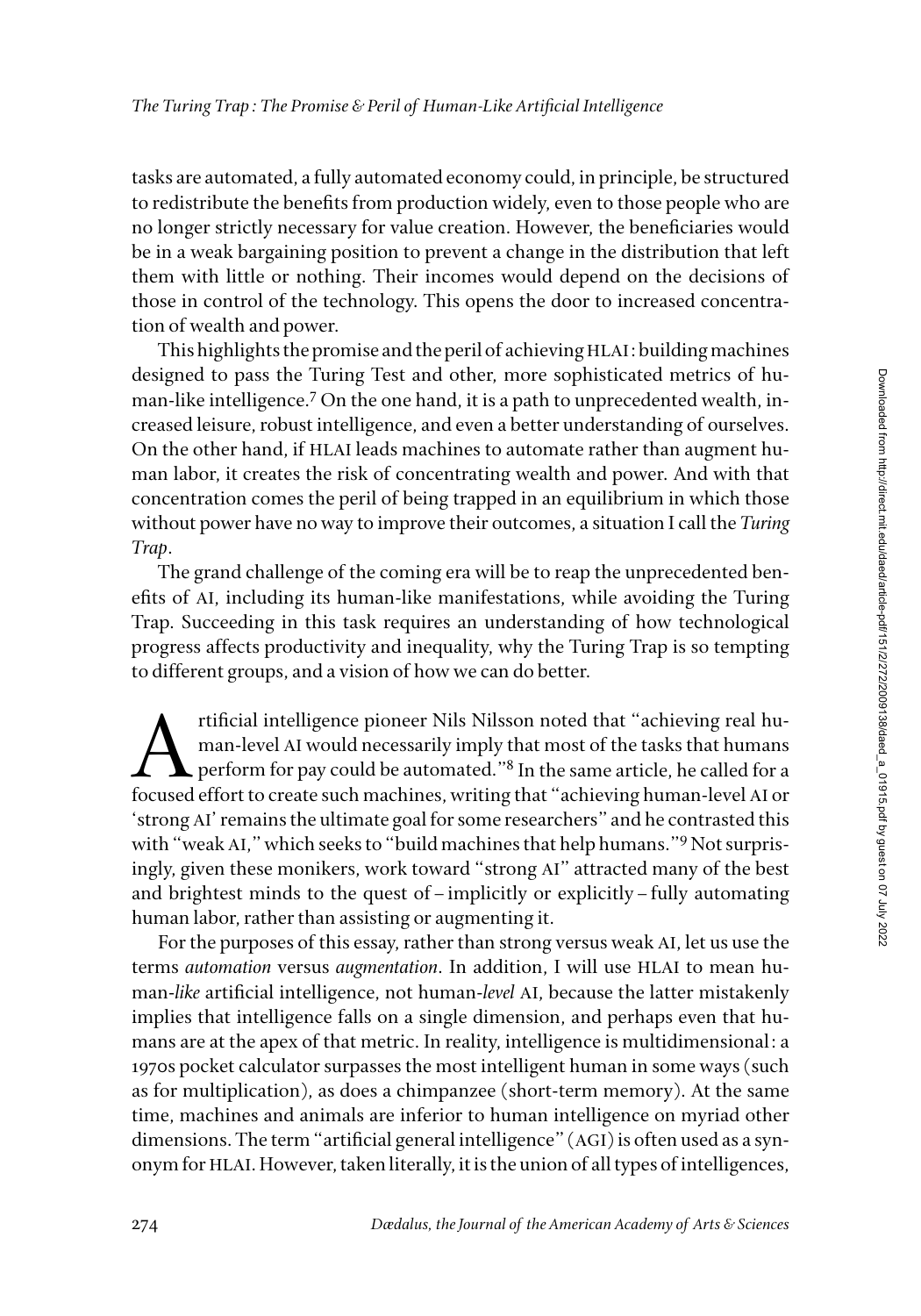tasks are automated, a fully automated economy could, in principle, be structured to redistribute the benefits from production widely, even to those people who are no longer strictly necessary for value creation. However, the beneficiaries would be in a weak bargaining position to prevent a change in the distribution that left them with little or nothing. Their incomes would depend on the decisions of those in control of the technology. This opens the door to increased concentration of wealth and power.

This highlights the promise and the peril of achieving HLAI: building machines designed to pass the Turing Test and other, more sophisticated metrics of human-like intelligence.[7] On the one hand, it is a path to unprecedented wealth, increased leisure, robust intelligence, and even a better understanding of ourselves. On the other hand, if HLAI leads machines to automate rather than augment human labor, it creates the risk of concentrating wealth and power. And with that concentration comes the peril of being trapped in an equilibrium in which those without power have no way to improve their outcomes, a situation I call the *Turing Trap*.

The grand challenge of the coming era will be to reap the unprecedented benefits of AI, including its human-like manifestations, while avoiding the Turing Trap. Succeeding in this task requires an understanding of how technological progress affects productivity and inequality, why the Turing Trap is so tempting to different groups, and a vision of how we can do better.

Artificial intelligence pioneer Nils Nilsson noted that "achieving real human-level AI would necessarily imply that most of the tasks that humans perform for pay could be automated."[8] In the same article, he called for a focused effort to create such machines, writing that "achieving human-level AI or 'strong AI' remains the ultimate goal for some researchers" and he contrasted this with "weak AI," which seeks to "build machines that help humans."[9] Not surprisingly, given these monikers, work toward "strong AI" attracted many of the best and brightest minds to the quest of – implicitly or explicitly – fully automating human labor, rather than assisting or augmenting it.

For the purposes of this essay, rather than strong versus weak AI, let us use the terms *automation* versus *augmentation*. In addition, I will use HLAI to mean human-*like* artificial intelligence, not human-*level* AI, because the latter mistakenly implies that intelligence falls on a single dimension, and perhaps even that humans are at the apex of that metric. In reality, intelligence is multidimensional: a 1970s pocket calculator surpasses the most intelligent human in some ways (such as for multiplication), as does a chimpanzee (short-term memory). At the same time, machines and animals are inferior to human intelligence on myriad other dimensions. The term "artificial general intelligence" (AGI) is often used as a synonym for HLAI. However, taken literally, it is the union of all types of intelligences,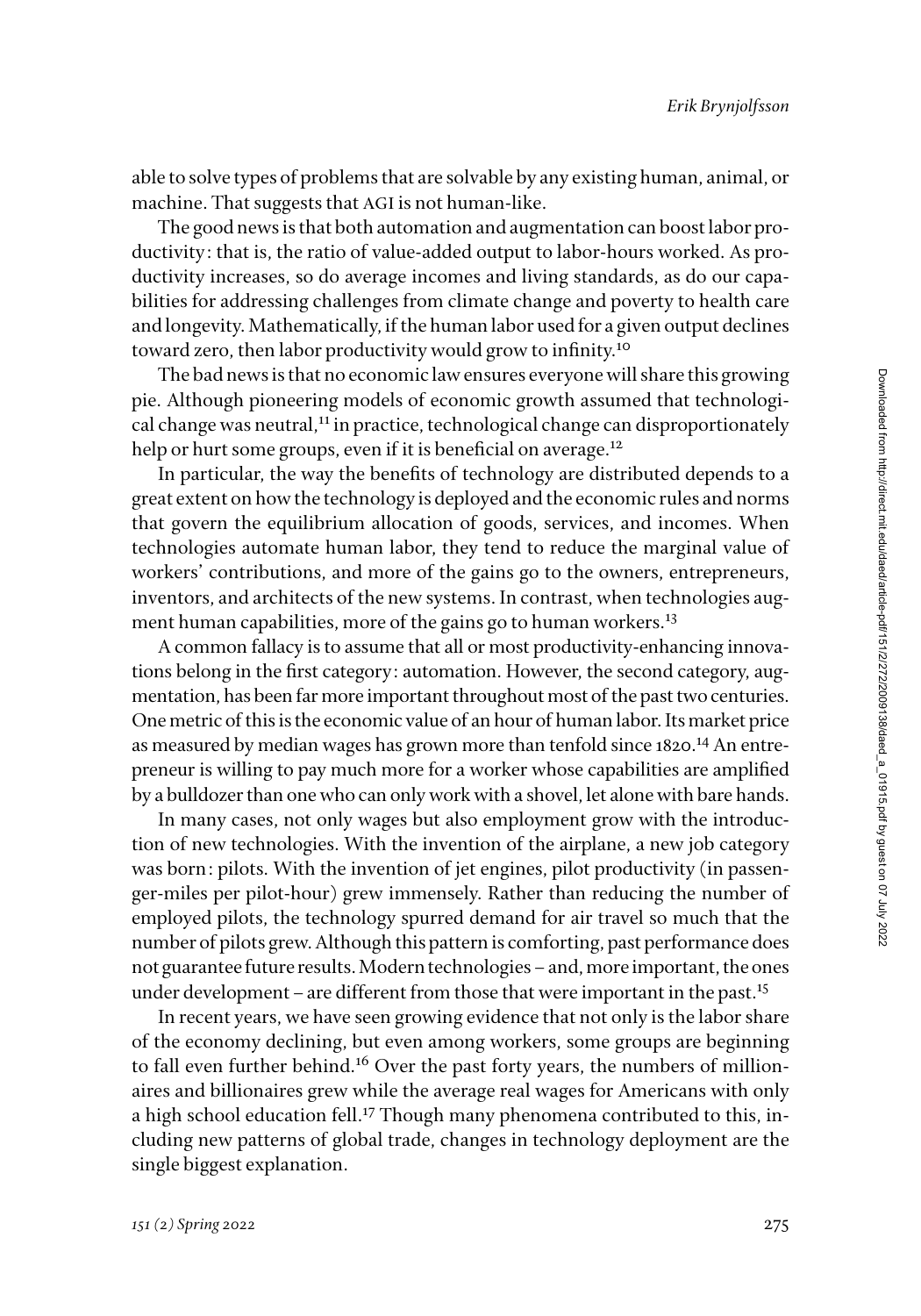able to solve types of problems that are solvable by any existing human, animal, or machine. That suggests that AGI is not human-like.

The good news is that both automation and augmentation can boost labor productivity: that is, the ratio of value-added output to labor-hours worked. As productivity increases, so do average incomes and living standards, as do our capabilities for addressing challenges from climate change and poverty to health care and longevity. Mathematically, if the human labor used for a given output declines toward zero, then labor productivity would grow to infinity.[10]

The bad news is that no economic law ensures everyone will share this growing pie. Although pioneering models of economic growth assumed that technological change was neutral,[11] in practice, technological change can disproportionately help or hurt some groups, even if it is beneficial on average.[12]

In particular, the way the benefits of technology are distributed depends to a great extent on how the technology is deployed and the economic rules and norms that govern the equilibrium allocation of goods, services, and incomes. When technologies automate human labor, they tend to reduce the marginal value of workers' contributions, and more of the gains go to the owners, entrepreneurs, inventors, and architects of the new systems. In contrast, when technologies augment human capabilities, more of the gains go to human workers.[13]

A common fallacy is to assume that all or most productivity-enhancing innovations belong in the first category: automation. However, the second category, augmentation, has been far more important throughout most of the past two centuries. One metric of this is the economic value of an hour of human labor. Its market price as measured by median wages has grown more than tenfold since 1820.[14] An entrepreneur is willing to pay much more for a worker whose capabilities are amplified by a bulldozer than one who can only work with a shovel, let alone with bare hands.

In many cases, not only wages but also employment grow with the introduction of new technologies. With the invention of the airplane, a new job category was born: pilots. With the invention of jet engines, pilot productivity (in passenger-miles per pilot-hour) grew immensely. Rather than reducing the number of employed pilots, the technology spurred demand for air travel so much that the number of pilots grew. Although this pattern is comforting, past performance does not guarantee future results. Modern technologies – and, more important, the ones under development – are different from those that were important in the past.[15]

In recent years, we have seen growing evidence that not only is the labor share of the economy declining, but even among workers, some groups are beginning to fall even further behind.[16] Over the past forty years, the numbers of millionaires and billionaires grew while the average real wages for Americans with only a high school education fell.[17] Though many phenomena contributed to this, including new patterns of global trade, changes in technology deployment are the single biggest explanation.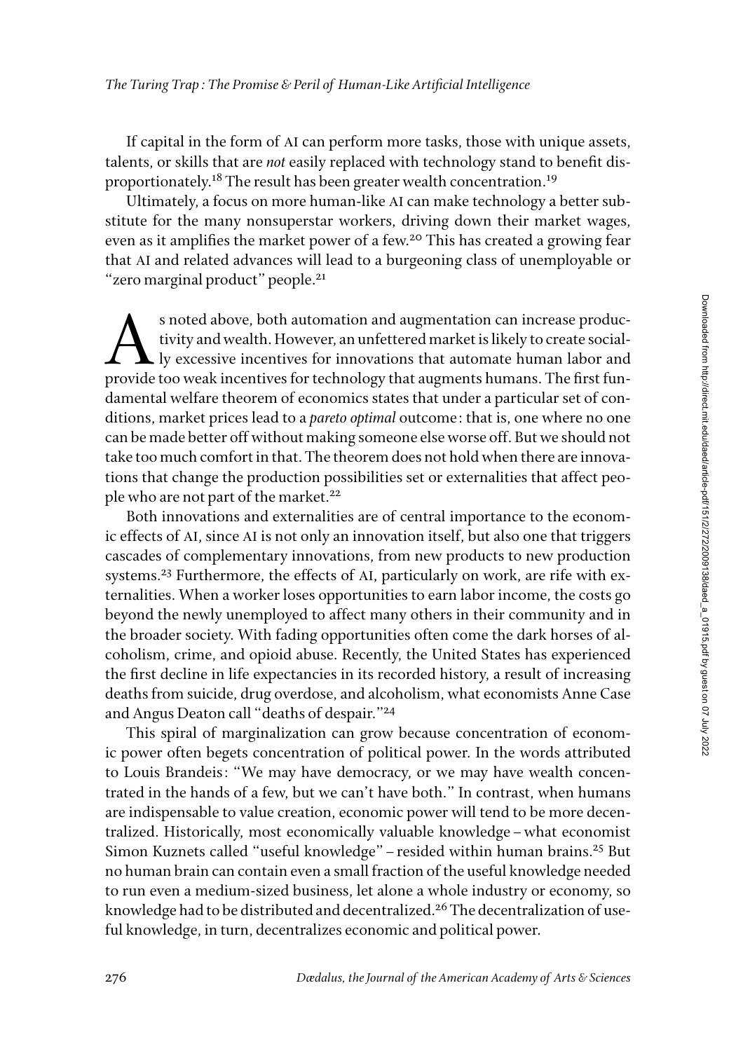If capital in the form of AI can perform more tasks, those with unique assets, talents, or skills that are *not* easily replaced with technology stand to benefit disproportionately.[18] The result has been greater wealth concentration.[19]

Ultimately, a focus on more human-like AI can make technology a better substitute for the many nonsuperstar workers, driving down their market wages, even as it amplifies the market power of a few.[20] This has created a growing fear that AI and related advances will lead to a burgeoning class of unemployable or "zero marginal product" people.[21]

As noted above, both automation and augmentation can increase productivity and wealth. However, an unfettered market is likely to create socially excessive incentives for innovations that automate human labor and provide too weak incentives for technology that augments humans. The first fundamental welfare theorem of economics states that under a particular set of conditions, market prices lead to a *pareto optimal* outcome: that is, one where no one can be made better off without making someone else worse off. But we should not take too much comfort in that. The theorem does not hold when there are innovations that change the production possibilities set or externalities that affect people who are not part of the market.[22]

Both innovations and externalities are of central importance to the economic effects of AI, since AI is not only an innovation itself, but also one that triggers cascades of complementary innovations, from new products to new production systems.[23] Furthermore, the effects of AI, particularly on work, are rife with externalities. When a worker loses opportunities to earn labor income, the costs go beyond the newly unemployed to affect many others in their community and in the broader society. With fading opportunities often come the dark horses of alcoholism, crime, and opioid abuse. Recently, the United States has experienced the first decline in life expectancies in its recorded history, a result of increasing deaths from suicide, drug overdose, and alcoholism, what economists Anne Case and Angus Deaton call "deaths of despair."[24]

This spiral of marginalization can grow because concentration of economic power often begets concentration of political power. In the words attributed to Louis Brandeis: "We may have democracy, or we may have wealth concentrated in the hands of a few, but we can't have both." In contrast, when humans are indispensable to value creation, economic power will tend to be more decentralized. Historically, most economically valuable knowledge – what economist Simon Kuznets called "useful knowledge" – resided within human brains.[25] But no human brain can contain even a small fraction of the useful knowledge needed to run even a medium-sized business, let alone a whole industry or economy, so knowledge had to be distributed and decentralized.[26] The decentralization of useful knowledge, in turn, decentralizes economic and political power.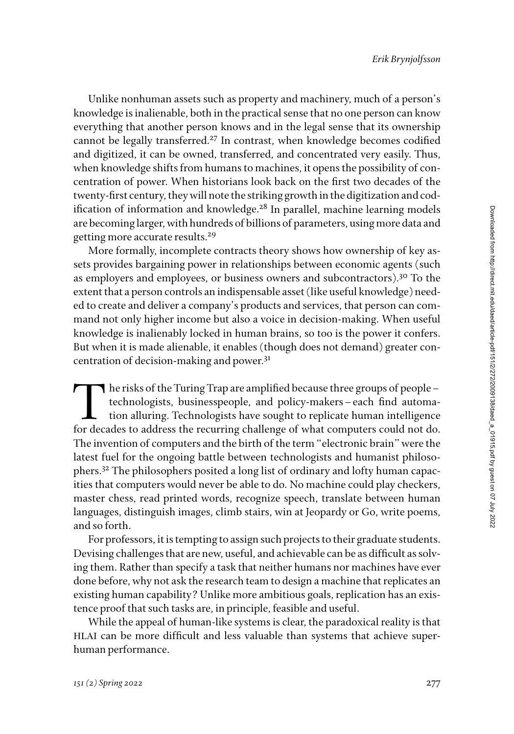Unlike nonhuman assets such as property and machinery, much of a person's knowledge is inalienable, both in the practical sense that no one person can know everything that another person knows and in the legal sense that its ownership cannot be legally transferred.[27] In contrast, when knowledge becomes codified and digitized, it can be owned, transferred, and concentrated very easily. Thus, when knowledge shifts from humans to machines, it opens the possibility of concentration of power. When historians look back on the first two decades of the twenty-first century, they will note the striking growth in the digitization and codification of information and knowledge.[28] In parallel, machine learning models are becoming larger, with hundreds of billions of parameters, using more data and getting more accurate results.[29]

More formally, incomplete contracts theory shows how ownership of key assets provides bargaining power in relationships between economic agents (such as employers and employees, or business owners and subcontractors).[30] To the extent that a person controls an indispensable asset (like useful knowledge) needed to create and deliver a company's products and services, that person can command not only higher income but also a voice in decision-making. When useful knowledge is inalienably locked in human brains, so too is the power it confers. But when it is made alienable, it enables (though does not demand) greater concentration of decision-making and power.[31]

The risks of the Turing Trap are amplified because three groups of people – technologists, businesspeople, and policy-makers – each find automation alluring. Technologists have sought to replicate human intelligence for decades to address the recurring challenge of what computers could not do. The invention of computers and the birth of the term "electronic brain" were the latest fuel for the ongoing battle between technologists and humanist philosophers.[32] The philosophers posited a long list of ordinary and lofty human capacities that computers would never be able to do. No machine could play checkers, master chess, read printed words, recognize speech, translate between human languages, distinguish images, climb stairs, win at Jeopardy or Go, write poems, and so forth.

For professors, it is tempting to assign such projects to their graduate students. Devising challenges that are new, useful, and achievable can be as difficult as solving them. Rather than specify a task that neither humans nor machines have ever done before, why not ask the research team to design a machine that replicates an existing human capability? Unlike more ambitious goals, replication has an existence proof that such tasks are, in principle, feasible and useful.

While the appeal of human-like systems is clear, the paradoxical reality is that HLAI can be more difficult and less valuable than systems that achieve superhuman performance.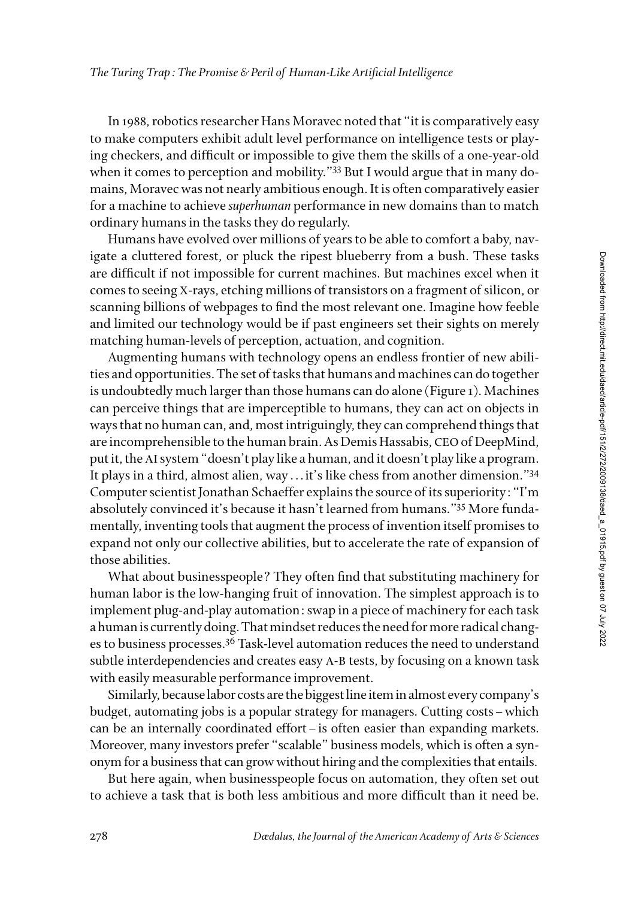In 1988, robotics researcher Hans Moravec noted that "it is comparatively easy to make computers exhibit adult level performance on intelligence tests or playing checkers, and difficult or impossible to give them the skills of a one-year-old when it comes to perception and mobility."[33] But I would argue that in many domains, Moravec was not nearly ambitious enough. It is often comparatively easier for a machine to achieve *superhuman* performance in new domains than to match ordinary humans in the tasks they do regularly.

Humans have evolved over millions of years to be able to comfort a baby, navigate a cluttered forest, or pluck the ripest blueberry from a bush. These tasks are difficult if not impossible for current machines. But machines excel when it comes to seeing X-rays, etching millions of transistors on a fragment of silicon, or scanning billions of webpages to find the most relevant one. Imagine how feeble and limited our technology would be if past engineers set their sights on merely matching human-levels of perception, actuation, and cognition.

Augmenting humans with technology opens an endless frontier of new abilities and opportunities. The set of tasks that humans and machines can do together is undoubtedly much larger than those humans can do alone (Figure 1). Machines can perceive things that are imperceptible to humans, they can act on objects in ways that no human can, and, most intriguingly, they can comprehend things that are incomprehensible to the human brain. As Demis Hassabis, CEO of DeepMind, put it, the AI system "doesn't play like a human, and it doesn't play like a program. It plays in a third, almost alien, way ... it's like chess from another dimension."[34] Computer scientist Jonathan Schaeffer explains the source of its superiority: "I'm absolutely convinced it's because it hasn't learned from humans."[35] More fundamentally, inventing tools that augment the process of invention itself promises to expand not only our collective abilities, but to accelerate the rate of expansion of those abilities.

What about businesspeople? They often find that substituting machinery for human labor is the low-hanging fruit of innovation. The simplest approach is to implement plug-and-play automation: swap in a piece of machinery for each task a human is currently doing. That mindset reduces the need for more radical changes to business processes.[36] Task-level automation reduces the need to understand subtle interdependencies and creates easy A-B tests, by focusing on a known task with easily measurable performance improvement.

Similarly, because labor costs are the biggest line item in almost every company's budget, automating jobs is a popular strategy for managers. Cutting costs – which can be an internally coordinated effort – is often easier than expanding markets. Moreover, many investors prefer "scalable" business models, which is often a synonym for a business that can grow without hiring and the complexities that entails.

But here again, when businesspeople focus on automation, they often set out to achieve a task that is both less ambitious and more difficult than it need be.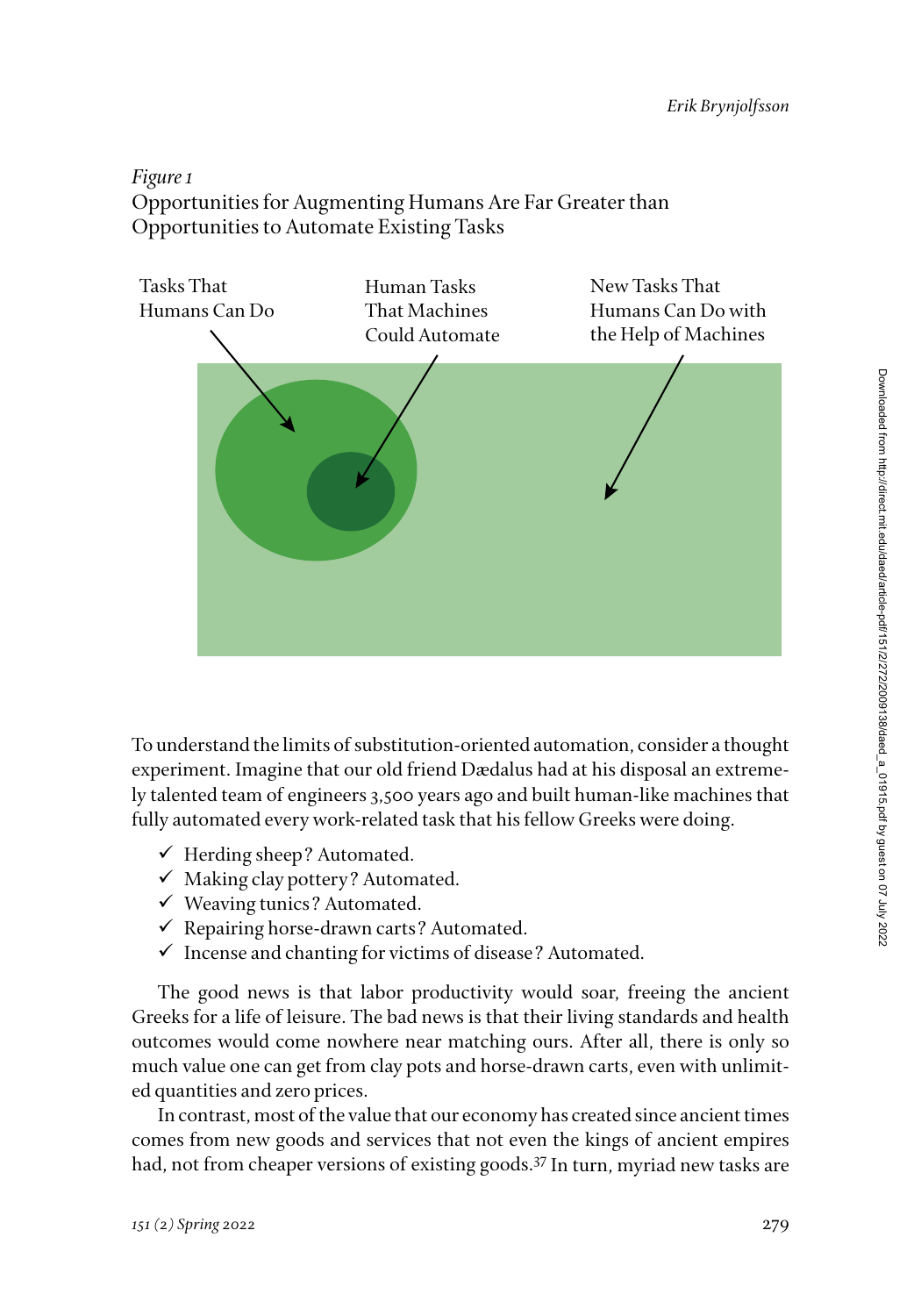*Figure 1*
Opportunities for Augmenting Humans Are Far Greater than Opportunities to Automate Existing Tasks

Tasks That Humans Can Do

Human Tasks That Machines Could Automate

New Tasks That Humans Can Do with the Help of Machines

To understand the limits of substitution-oriented automation, consider a thought experiment. Imagine that our old friend Dædalus had at his disposal an extremely talented team of engineers 3,500 years ago and built human-like machines that fully automated every work-related task that his fellow Greeks were doing.

- ✓ Herding sheep? Automated.
- ✓ Making clay pottery? Automated.
- ✓ Weaving tunics? Automated.
- ✓ Repairing horse-drawn carts? Automated.
- ✓ Incense and chanting for victims of disease? Automated.

The good news is that labor productivity would soar, freeing the ancient Greeks for a life of leisure. The bad news is that their living standards and health outcomes would come nowhere near matching ours. After all, there is only so much value one can get from clay pots and horse-drawn carts, even with unlimited quantities and zero prices.

In contrast, most of the value that our economy has created since ancient times comes from new goods and services that not even the kings of ancient empires had, not from cheaper versions of existing goods.[37] In turn, myriad new tasks are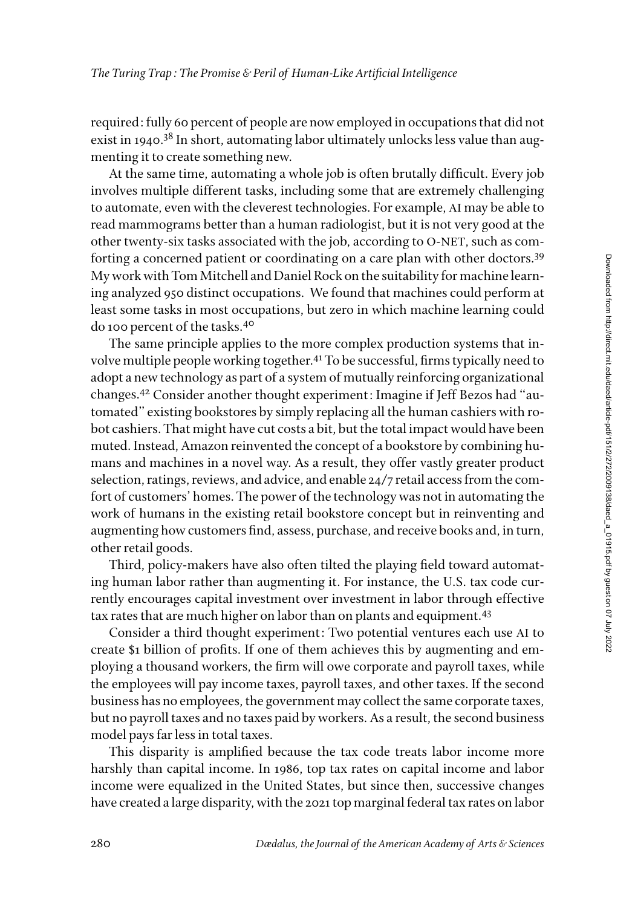required: fully 60 percent of people are now employed in occupations that did not exist in 1940.[38] In short, automating labor ultimately unlocks less value than augmenting it to create something new.

At the same time, automating a whole job is often brutally difficult. Every job involves multiple different tasks, including some that are extremely challenging to automate, even with the cleverest technologies. For example, AI may be able to read mammograms better than a human radiologist, but it is not very good at the other twenty-six tasks associated with the job, according to O-NET, such as comforting a concerned patient or coordinating on a care plan with other doctors.[39] My work with Tom Mitchell and Daniel Rock on the suitability for machine learning analyzed 950 distinct occupations. We found that machines could perform at least some tasks in most occupations, but zero in which machine learning could do 100 percent of the tasks.[40]

The same principle applies to the more complex production systems that involve multiple people working together.[41] To be successful, firms typically need to adopt a new technology as part of a system of mutually reinforcing organizational changes.[42] Consider another thought experiment: Imagine if Jeff Bezos had "automated" existing bookstores by simply replacing all the human cashiers with robot cashiers. That might have cut costs a bit, but the total impact would have been muted. Instead, Amazon reinvented the concept of a bookstore by combining humans and machines in a novel way. As a result, they offer vastly greater product selection, ratings, reviews, and advice, and enable 24/7 retail access from the comfort of customers' homes. The power of the technology was not in automating the work of humans in the existing retail bookstore concept but in reinventing and augmenting how customers find, assess, purchase, and receive books and, in turn, other retail goods.

Third, policy-makers have also often tilted the playing field toward automating human labor rather than augmenting it. For instance, the U.S. tax code currently encourages capital investment over investment in labor through effective tax rates that are much higher on labor than on plants and equipment.[43]

Consider a third thought experiment: Two potential ventures each use AI to create $1 billion of profits. If one of them achieves this by augmenting and employing a thousand workers, the firm will owe corporate and payroll taxes, while the employees will pay income taxes, payroll taxes, and other taxes. If the second business has no employees, the government may collect the same corporate taxes, but no payroll taxes and no taxes paid by workers. As a result, the second business model pays far less in total taxes.

This disparity is amplified because the tax code treats labor income more harshly than capital income. In 1986, top tax rates on capital income and labor income were equalized in the United States, but since then, successive changes have created a large disparity, with the 2021 top marginal federal tax rates on labor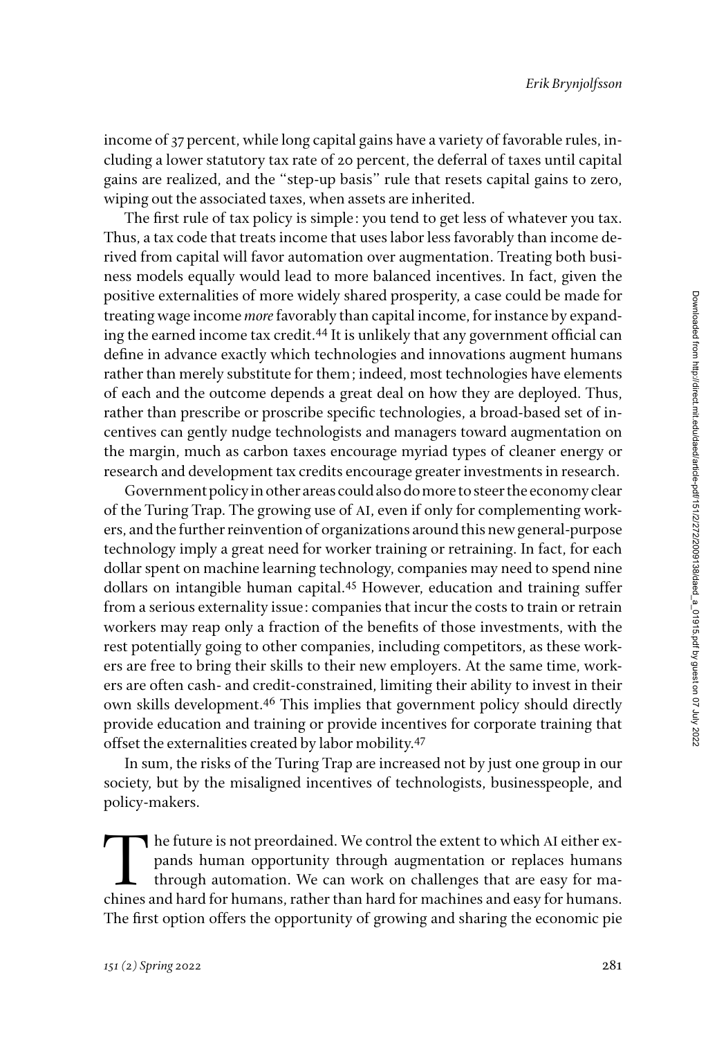income of 37 percent, while long capital gains have a variety of favorable rules, including a lower statutory tax rate of 20 percent, the deferral of taxes until capital gains are realized, and the "step-up basis" rule that resets capital gains to zero, wiping out the associated taxes, when assets are inherited.

The first rule of tax policy is simple: you tend to get less of whatever you tax. Thus, a tax code that treats income that uses labor less favorably than income derived from capital will favor automation over augmentation. Treating both business models equally would lead to more balanced incentives. In fact, given the positive externalities of more widely shared prosperity, a case could be made for treating wage income *more* favorably than capital income, for instance by expanding the earned income tax credit.[44] It is unlikely that any government official can define in advance exactly which technologies and innovations augment humans rather than merely substitute for them; indeed, most technologies have elements of each and the outcome depends a great deal on how they are deployed. Thus, rather than prescribe or proscribe specific technologies, a broad-based set of incentives can gently nudge technologists and managers toward augmentation on the margin, much as carbon taxes encourage myriad types of cleaner energy or research and development tax credits encourage greater investments in research.

Government policy in other areas could also do more to steer the economy clear of the Turing Trap. The growing use of AI, even if only for complementing workers, and the further reinvention of organizations around this new general-purpose technology imply a great need for worker training or retraining. In fact, for each dollar spent on machine learning technology, companies may need to spend nine dollars on intangible human capital.[45] However, education and training suffer from a serious externality issue: companies that incur the costs to train or retrain workers may reap only a fraction of the benefits of those investments, with the rest potentially going to other companies, including competitors, as these workers are free to bring their skills to their new employers. At the same time, workers are often cash- and credit-constrained, limiting their ability to invest in their own skills development.[46] This implies that government policy should directly provide education and training or provide incentives for corporate training that offset the externalities created by labor mobility.[47]

In sum, the risks of the Turing Trap are increased not by just one group in our society, but by the misaligned incentives of technologists, businesspeople, and policy-makers.

The future is not preordained. We control the extent to which AI either expands human opportunity through augmentation or replaces humans through automation. We can work on challenges that are easy for machines and hard for humans, rather than hard for machines and easy for humans. The first option offers the opportunity of growing and sharing the economic pie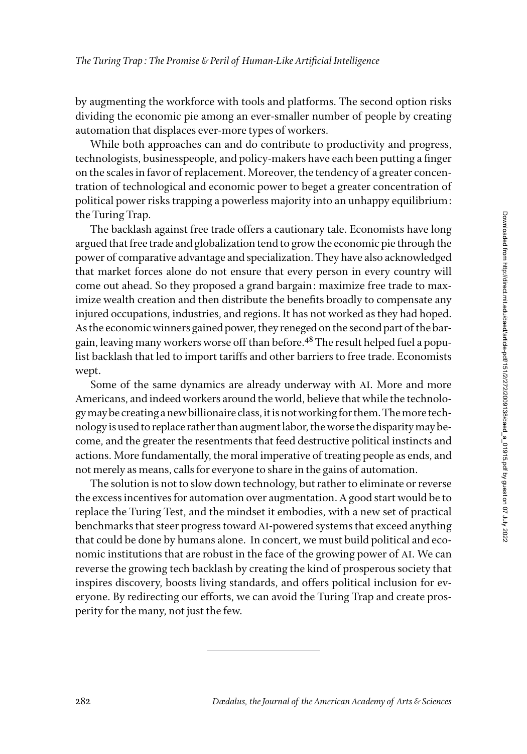by augmenting the workforce with tools and platforms. The second option risks dividing the economic pie among an ever-smaller number of people by creating automation that displaces ever-more types of workers.

While both approaches can and do contribute to productivity and progress, technologists, businesspeople, and policy-makers have each been putting a finger on the scales in favor of replacement. Moreover, the tendency of a greater concentration of technological and economic power to beget a greater concentration of political power risks trapping a powerless majority into an unhappy equilibrium: the Turing Trap.

The backlash against free trade offers a cautionary tale. Economists have long argued that free trade and globalization tend to grow the economic pie through the power of comparative advantage and specialization. They have also acknowledged that market forces alone do not ensure that every person in every country will come out ahead. So they proposed a grand bargain: maximize free trade to maximize wealth creation and then distribute the benefits broadly to compensate any injured occupations, industries, and regions. It has not worked as they had hoped. As the economic winners gained power, they reneged on the second part of the bargain, leaving many workers worse off than before.[48] The result helped fuel a populist backlash that led to import tariffs and other barriers to free trade. Economists wept.

Some of the same dynamics are already underway with AI. More and more Americans, and indeed workers around the world, believe that while the technology may be creating a new billionaire class, it is not working for them. The more technology is used to replace rather than augment labor, the worse the disparity may become, and the greater the resentments that feed destructive political instincts and actions. More fundamentally, the moral imperative of treating people as ends, and not merely as means, calls for everyone to share in the gains of automation.

The solution is not to slow down technology, but rather to eliminate or reverse the excess incentives for automation over augmentation. A good start would be to replace the Turing Test, and the mindset it embodies, with a new set of practical benchmarks that steer progress toward AI-powered systems that exceed anything that could be done by humans alone. In concert, we must build political and economic institutions that are robust in the face of the growing power of AI. We can reverse the growing tech backlash by creating the kind of prosperous society that inspires discovery, boosts living standards, and offers political inclusion for everyone. By redirecting our efforts, we can avoid the Turing Trap and create prosperity for the many, not just the few.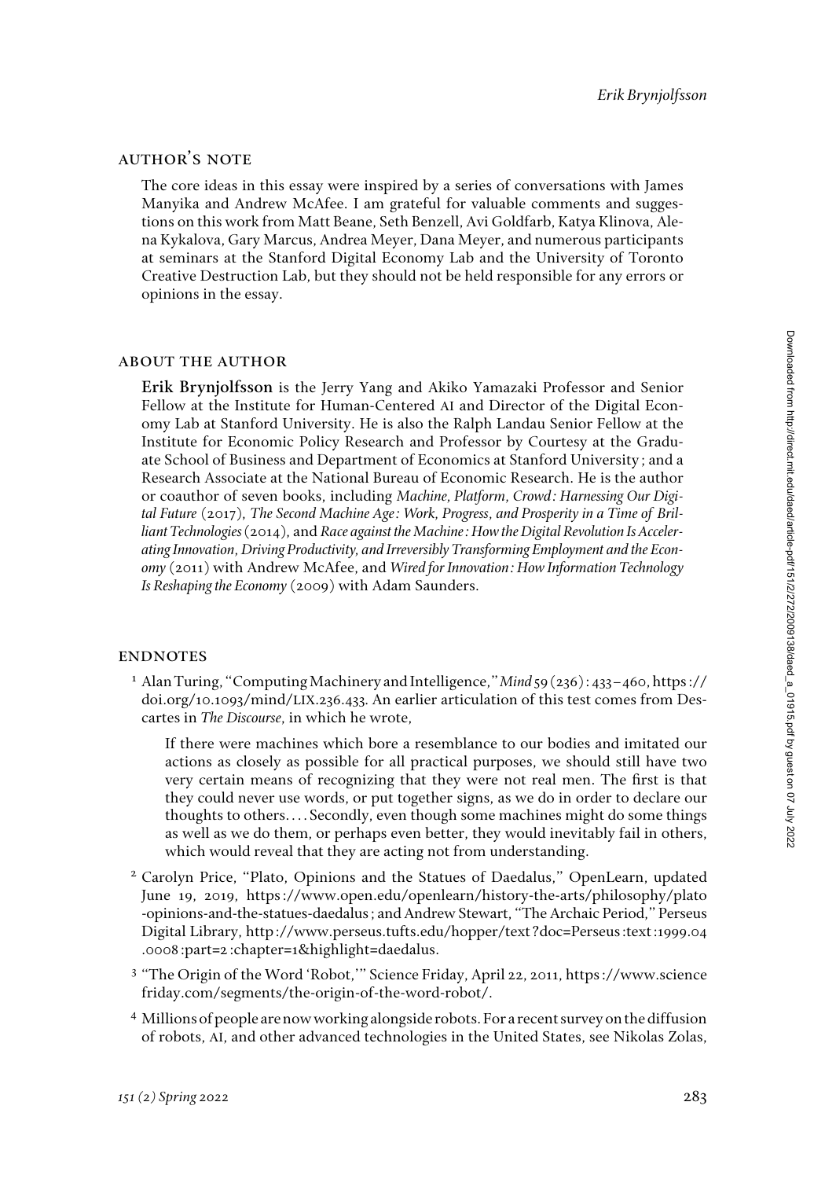## author's note

The core ideas in this essay were inspired by a series of conversations with James Manyika and Andrew McAfee. I am grateful for valuable comments and suggestions on this work from Matt Beane, Seth Benzell, Avi Goldfarb, Katya Klinova, Alena Kykalova, Gary Marcus, Andrea Meyer, Dana Meyer, and numerous participants at seminars at the Stanford Digital Economy Lab and the University of Toronto Creative Destruction Lab, but they should not be held responsible for any errors or opinions in the essay.

## about the author

**Erik Brynjolfsson** is the Jerry Yang and Akiko Yamazaki Professor and Senior Fellow at the Institute for Human-Centered AI and Director of the Digital Economy Lab at Stanford University. He is also the Ralph Landau Senior Fellow at the Institute for Economic Policy Research and Professor by Courtesy at the Graduate School of Business and Department of Economics at Stanford University; and a Research Associate at the National Bureau of Economic Research. He is the author or coauthor of seven books, including *Machine, Platform, Crowd: Harnessing Our Digital Future* (2017), *The Second Machine Age: Work, Progress, and Prosperity in a Time of Brilliant Technologies* (2014), and *Race against the Machine: How the Digital Revolution Is Accelerating Innovation, Driving Productivity, and Irreversibly Transforming Employment and the Economy* (2011) with Andrew McAfee, and *Wired for Innovation: How Information Technology Is Reshaping the Economy* (2009) with Adam Saunders.

## endnotes

[1] Alan Turing, "Computing Machinery and Intelligence," *Mind* 59 (236): 433–460, https://doi.org/10.1093/mind/LIX.236.433. An earlier articulation of this test comes from Descartes in *The Discourse*, in which he wrote,

> If there were machines which bore a resemblance to our bodies and imitated our actions as closely as possible for all practical purposes, we should still have two very certain means of recognizing that they were not real men. The first is that they could never use words, or put together signs, as we do in order to declare our thoughts to others. . . . Secondly, even though some machines might do some things as well as we do them, or perhaps even better, they would inevitably fail in others, which would reveal that they are acting not from understanding.

[2] Carolyn Price, "Plato, Opinions and the Statues of Daedalus," OpenLearn, updated June 19, 2019, https://www.open.edu/openlearn/history-the-arts/philosophy/plato-opinions-and-the-statues-daedalus; and Andrew Stewart, "The Archaic Period," Perseus Digital Library, http://www.perseus.tufts.edu/hopper/text?doc=Perseus:text:1999.04.0008:part=2:chapter=1&highlight=daedalus.

[3] "The Origin of the Word 'Robot,'" Science Friday, April 22, 2011, https://www.sciencefriday.com/segments/the-origin-of-the-word-robot/.

[4] Millions of people are now working alongside robots. For a recent survey on the diffusion of robots, AI, and other advanced technologies in the United States, see Nikolas Zolas,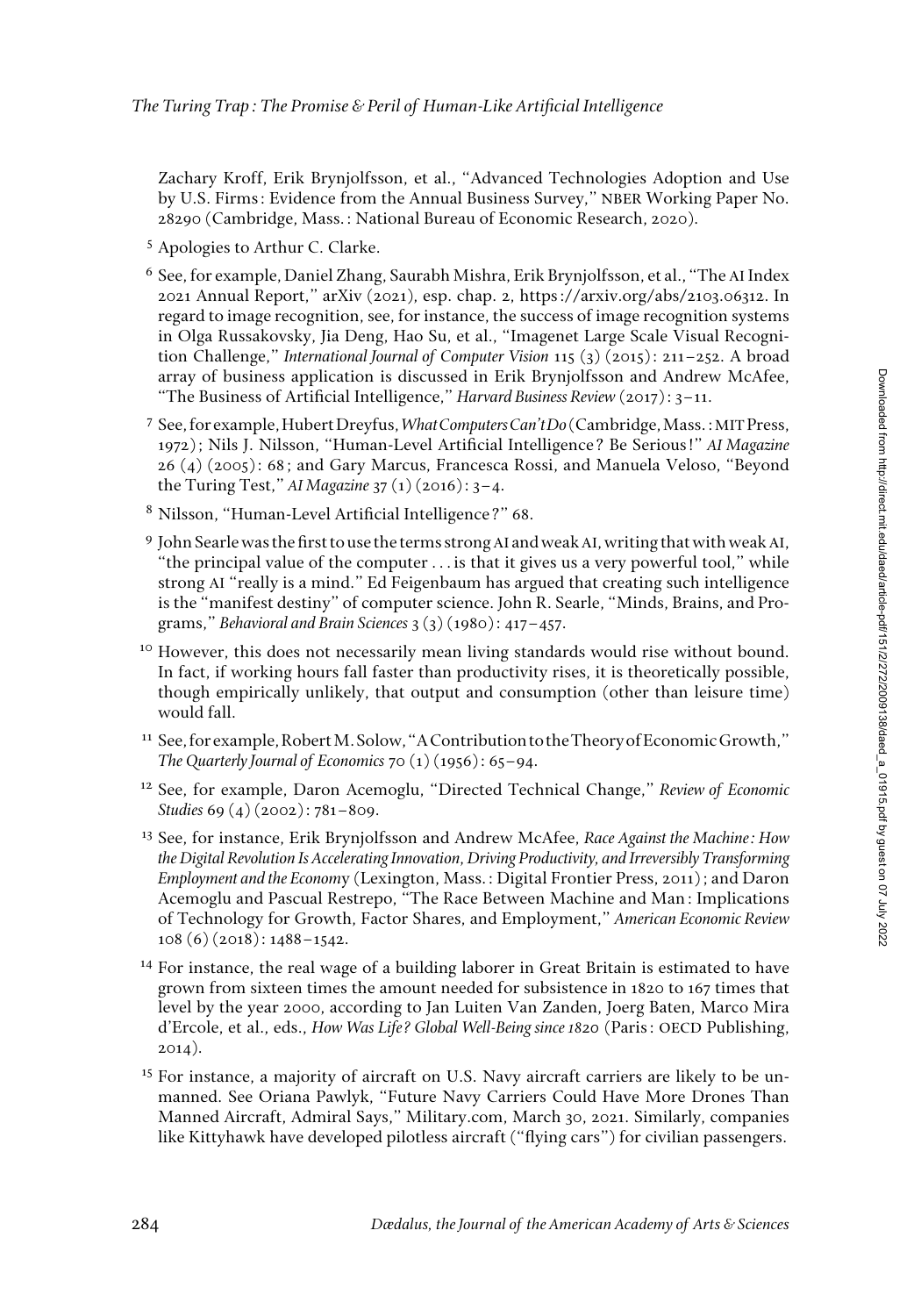Zachary Kroff, Erik Brynjolfsson, et al., "Advanced Technologies Adoption and Use by U.S. Firms: Evidence from the Annual Business Survey," NBER Working Paper No. 28290 (Cambridge, Mass.: National Bureau of Economic Research, 2020).

[5] Apologies to Arthur C. Clarke.

[6] See, for example, Daniel Zhang, Saurabh Mishra, Erik Brynjolfsson, et al., "The AI Index 2021 Annual Report," arXiv (2021), esp. chap. 2, https://arxiv.org/abs/2103.06312. In regard to image recognition, see, for instance, the success of image recognition systems in Olga Russakovsky, Jia Deng, Hao Su, et al., "Imagenet Large Scale Visual Recognition Challenge," *International Journal of Computer Vision* 115 (3) (2015): 211–252. A broad array of business application is discussed in Erik Brynjolfsson and Andrew McAfee, "The Business of Artificial Intelligence," *Harvard Business Review* (2017): 3–11.

[7] See, for example, Hubert Dreyfus, *What Computers Can't Do* (Cambridge, Mass.: MIT Press, 1972); Nils J. Nilsson, "Human-Level Artificial Intelligence? Be Serious!" *AI Magazine* 26 (4) (2005): 68; and Gary Marcus, Francesca Rossi, and Manuela Veloso, "Beyond the Turing Test," *AI Magazine* 37 (1) (2016): 3–4.

[8] Nilsson, "Human-Level Artificial Intelligence?" 68.

[9] John Searle was the first to use the terms strong AI and weak AI, writing that with weak AI, "the principal value of the computer . . . is that it gives us a very powerful tool," while strong AI "really is a mind." Ed Feigenbaum has argued that creating such intelligence is the "manifest destiny" of computer science. John R. Searle, "Minds, Brains, and Programs," *Behavioral and Brain Sciences* 3 (3) (1980): 417–457.

[10] However, this does not necessarily mean living standards would rise without bound. In fact, if working hours fall faster than productivity rises, it is theoretically possible, though empirically unlikely, that output and consumption (other than leisure time) would fall.

[11] See, for example, Robert M. Solow, "A Contribution to the Theory of Economic Growth," *The Quarterly Journal of Economics* 70 (1) (1956): 65–94.

[12] See, for example, Daron Acemoglu, "Directed Technical Change," *Review of Economic Studies* 69 (4) (2002): 781–809.

[13] See, for instance, Erik Brynjolfsson and Andrew McAfee, *Race Against the Machine: How the Digital Revolution Is Accelerating Innovation, Driving Productivity, and Irreversibly Transforming Employment and the Economy* (Lexington, Mass.: Digital Frontier Press, 2011); and Daron Acemoglu and Pascual Restrepo, "The Race Between Machine and Man: Implications of Technology for Growth, Factor Shares, and Employment," *American Economic Review* 108 (6) (2018): 1488–1542.

[14] For instance, the real wage of a building laborer in Great Britain is estimated to have grown from sixteen times the amount needed for subsistence in 1820 to 167 times that level by the year 2000, according to Jan Luiten Van Zanden, Joerg Baten, Marco Mira d'Ercole, et al., eds., *How Was Life? Global Well-Being since 1820* (Paris: OECD Publishing, 2014).

[15] For instance, a majority of aircraft on U.S. Navy aircraft carriers are likely to be unmanned. See Oriana Pawlyk, "Future Navy Carriers Could Have More Drones Than Manned Aircraft, Admiral Says," Military.com, March 30, 2021. Similarly, companies like Kittyhawk have developed pilotless aircraft ("flying cars") for civilian passengers.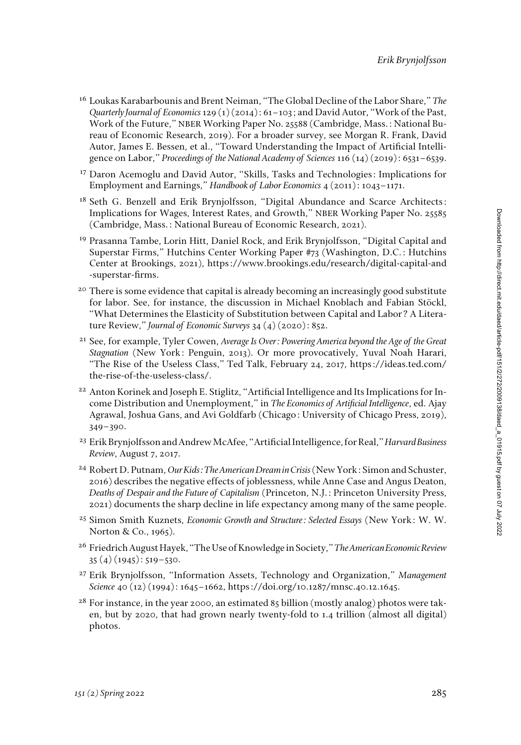[16] Loukas Karabarbounis and Brent Neiman, "The Global Decline of the Labor Share," *The Quarterly Journal of Economics* 129 (1) (2014): 61–103; and David Autor, "Work of the Past, Work of the Future," NBER Working Paper No. 25588 (Cambridge, Mass.: National Bureau of Economic Research, 2019). For a broader survey, see Morgan R. Frank, David Autor, James E. Bessen, et al., "Toward Understanding the Impact of Artificial Intelligence on Labor," *Proceedings of the National Academy of Sciences* 116 (14) (2019): 6531–6539.

[17] Daron Acemoglu and David Autor, "Skills, Tasks and Technologies: Implications for Employment and Earnings," *Handbook of Labor Economics* 4 (2011): 1043–1171.

[18] Seth G. Benzell and Erik Brynjolfsson, "Digital Abundance and Scarce Architects: Implications for Wages, Interest Rates, and Growth," NBER Working Paper No. 25585 (Cambridge, Mass.: National Bureau of Economic Research, 2021).

[19] Prasanna Tambe, Lorin Hitt, Daniel Rock, and Erik Brynjolfsson, "Digital Capital and Superstar Firms," Hutchins Center Working Paper #73 (Washington, D.C.: Hutchins Center at Brookings, 2021), https://www.brookings.edu/research/digital-capital-and-superstar-firms.

[20] There is some evidence that capital is already becoming an increasingly good substitute for labor. See, for instance, the discussion in Michael Knoblach and Fabian Stöckl, "What Determines the Elasticity of Substitution between Capital and Labor? A Literature Review," *Journal of Economic Surveys* 34 (4) (2020): 852.

[21] See, for example, Tyler Cowen, *Average Is Over: Powering America beyond the Age of the Great Stagnation* (New York: Penguin, 2013). Or more provocatively, Yuval Noah Harari, "The Rise of the Useless Class," Ted Talk, February 24, 2017, https://ideas.ted.com/the-rise-of-the-useless-class/.

[22] Anton Korinek and Joseph E. Stiglitz, "Artificial Intelligence and Its Implications for Income Distribution and Unemployment," in *The Economics of Artificial Intelligence*, ed. Ajay Agrawal, Joshua Gans, and Avi Goldfarb (Chicago: University of Chicago Press, 2019), 349–390.

[23] Erik Brynjolfsson and Andrew McAfee, "Artificial Intelligence, for Real," *Harvard Business Review*, August 7, 2017.

[24] Robert D. Putnam, *Our Kids: The American Dream in Crisis* (New York: Simon and Schuster, 2016) describes the negative effects of joblessness, while Anne Case and Angus Deaton, *Deaths of Despair and the Future of Capitalism* (Princeton, N.J.: Princeton University Press, 2021) documents the sharp decline in life expectancy among many of the same people.

[25] Simon Smith Kuznets, *Economic Growth and Structure: Selected Essays* (New York: W. W. Norton & Co., 1965).

[26] Friedrich August Hayek, "The Use of Knowledge in Society," *The American Economic Review* 35 (4) (1945): 519–530.

[27] Erik Brynjolfsson, "Information Assets, Technology and Organization," *Management Science* 40 (12) (1994): 1645–1662, https://doi.org/10.1287/mnsc.40.12.1645.

[28] For instance, in the year 2000, an estimated 85 billion (mostly analog) photos were taken, but by 2020, that had grown nearly twenty-fold to 1.4 trillion (almost all digital) photos.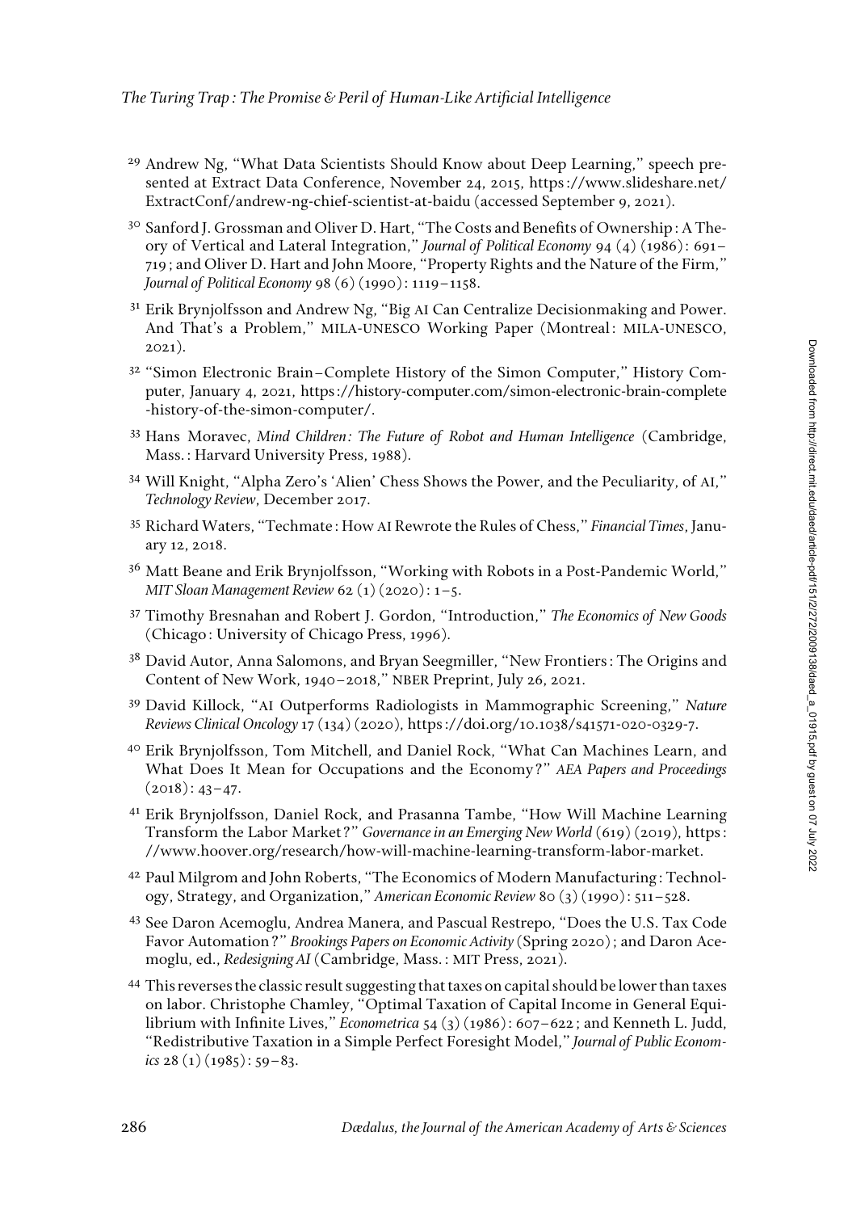29 Andrew Ng, "What Data Scientists Should Know about Deep Learning," speech presented at Extract Data Conference, November 24, 2015, https://www.slideshare.net/ExtractConf/andrew-ng-chief-scientist-at-baidu (accessed September 9, 2021).

30 Sanford J. Grossman and Oliver D. Hart, "The Costs and Benefits of Ownership: A Theory of Vertical and Lateral Integration," *Journal of Political Economy* 94 (4) (1986): 691–719; and Oliver D. Hart and John Moore, "Property Rights and the Nature of the Firm," *Journal of Political Economy* 98 (6) (1990): 1119–1158.

31 Erik Brynjolfsson and Andrew Ng, "Big AI Can Centralize Decisionmaking and Power. And That's a Problem," MILA-UNESCO Working Paper (Montreal: MILA-UNESCO, 2021).

32 "Simon Electronic Brain–Complete History of the Simon Computer," History Computer, January 4, 2021, https://history-computer.com/simon-electronic-brain-complete-history-of-the-simon-computer/.

33 Hans Moravec, *Mind Children: The Future of Robot and Human Intelligence* (Cambridge, Mass.: Harvard University Press, 1988).

34 Will Knight, "Alpha Zero's 'Alien' Chess Shows the Power, and the Peculiarity, of AI," *Technology Review*, December 2017.

35 Richard Waters, "Techmate: How AI Rewrote the Rules of Chess," *Financial Times*, January 12, 2018.

36 Matt Beane and Erik Brynjolfsson, "Working with Robots in a Post-Pandemic World," *MIT Sloan Management Review* 62 (1) (2020): 1–5.

37 Timothy Bresnahan and Robert J. Gordon, "Introduction," *The Economics of New Goods* (Chicago: University of Chicago Press, 1996).

38 David Autor, Anna Salomons, and Bryan Seegmiller, "New Frontiers: The Origins and Content of New Work, 1940–2018," NBER Preprint, July 26, 2021.

39 David Killock, "AI Outperforms Radiologists in Mammographic Screening," *Nature Reviews Clinical Oncology* 17 (134) (2020), https://doi.org/10.1038/s41571-020-0329-7.

40 Erik Brynjolfsson, Tom Mitchell, and Daniel Rock, "What Can Machines Learn, and What Does It Mean for Occupations and the Economy?" *AEA Papers and Proceedings* (2018): 43–47.

41 Erik Brynjolfsson, Daniel Rock, and Prasanna Tambe, "How Will Machine Learning Transform the Labor Market?" *Governance in an Emerging New World* (619) (2019), https://www.hoover.org/research/how-will-machine-learning-transform-labor-market.

42 Paul Milgrom and John Roberts, "The Economics of Modern Manufacturing: Technology, Strategy, and Organization," *American Economic Review* 80 (3) (1990): 511–528.

43 See Daron Acemoglu, Andrea Manera, and Pascual Restrepo, "Does the U.S. Tax Code Favor Automation?" *Brookings Papers on Economic Activity* (Spring 2020); and Daron Acemoglu, ed., *Redesigning AI* (Cambridge, Mass.: MIT Press, 2021).

44 This reverses the classic result suggesting that taxes on capital should be lower than taxes on labor. Christophe Chamley, "Optimal Taxation of Capital Income in General Equilibrium with Infinite Lives," *Econometrica* 54 (3) (1986): 607–622; and Kenneth L. Judd, "Redistributive Taxation in a Simple Perfect Foresight Model," *Journal of Public Economics* 28 (1) (1985): 59–83.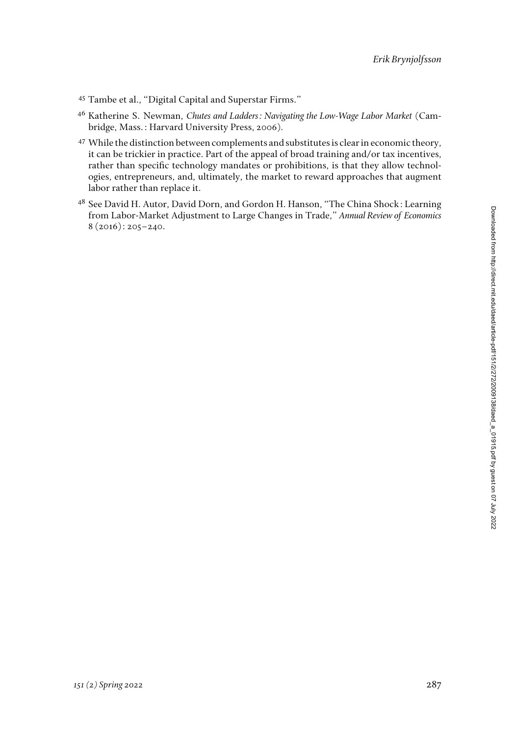[45] Tambe et al., "Digital Capital and Superstar Firms."

[46] Katherine S. Newman, *Chutes and Ladders: Navigating the Low-Wage Labor Market* (Cambridge, Mass.: Harvard University Press, 2006).

[47] While the distinction between complements and substitutes is clear in economic theory, it can be trickier in practice. Part of the appeal of broad training and/or tax incentives, rather than specific technology mandates or prohibitions, is that they allow technologies, entrepreneurs, and, ultimately, the market to reward approaches that augment labor rather than replace it.

[48] See David H. Autor, David Dorn, and Gordon H. Hanson, "The China Shock: Learning from Labor-Market Adjustment to Large Changes in Trade," *Annual Review of Economics* 8 (2016): 205–240.